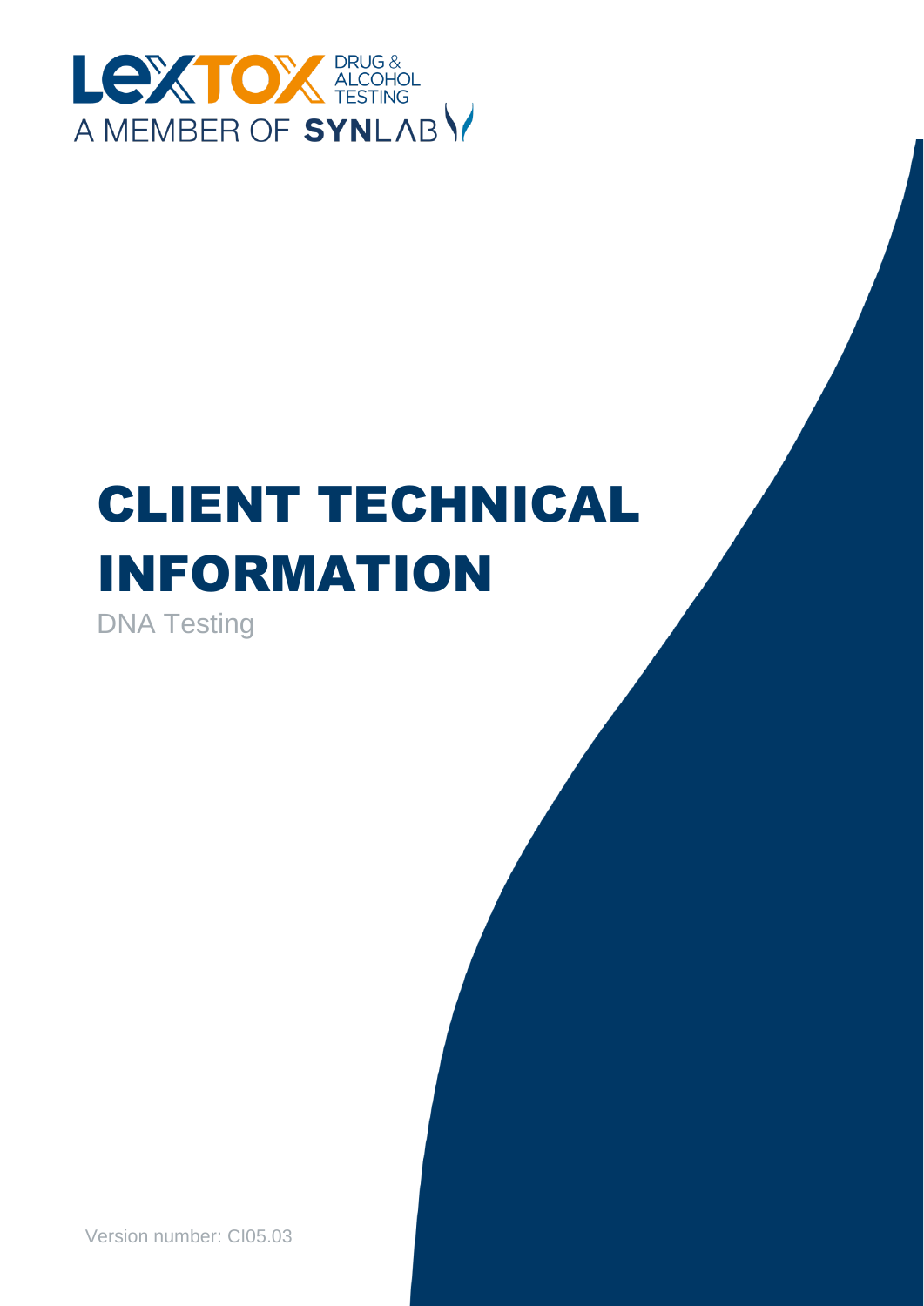LEXTOX DRUG & ALCOHOL TESTING
A MEMBER OF SYNLAB

# CLIENT TECHNICAL INFORMATION

DNA Testing

Version number: CI05.03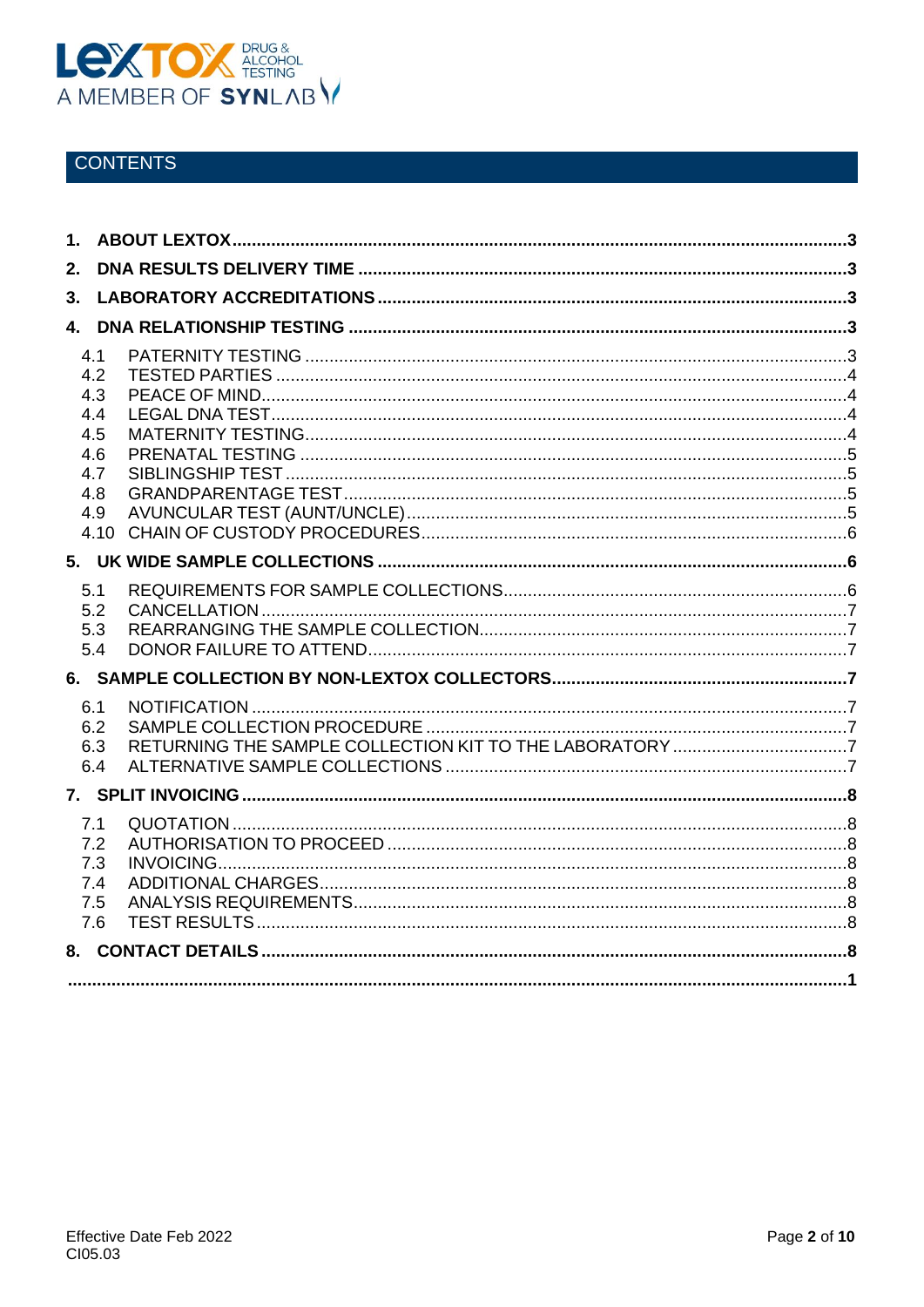## CONTENTS

1. **ABOUT LEXTOX** ..... 3
2. **DNA RESULTS DELIVERY TIME** ..... 3
3. **LABORATORY ACCREDITATIONS** ..... 3
4. **DNA RELATIONSHIP TESTING** ..... 3
   - 4.1 PATERNITY TESTING ..... 3
   - 4.2 TESTED PARTIES ..... 4
   - 4.3 PEACE OF MIND ..... 4
   - 4.4 LEGAL DNA TEST ..... 4
   - 4.5 MATERNITY TESTING ..... 4
   - 4.6 PRENATAL TESTING ..... 5
   - 4.7 SIBLINGSHIP TEST ..... 5
   - 4.8 GRANDPARENTAGE TEST ..... 5
   - 4.9 AVUNCULAR TEST (AUNT/UNCLE) ..... 5
   - 4.10 CHAIN OF CUSTODY PROCEDURES ..... 6
5. **UK WIDE SAMPLE COLLECTIONS** ..... 6
   - 5.1 REQUIREMENTS FOR SAMPLE COLLECTIONS ..... 6
   - 5.2 CANCELLATION ..... 7
   - 5.3 REARRANGING THE SAMPLE COLLECTION ..... 7
   - 5.4 DONOR FAILURE TO ATTEND ..... 7
6. **SAMPLE COLLECTION BY NON-LEXTOX COLLECTORS** ..... 7
   - 6.1 NOTIFICATION ..... 7
   - 6.2 SAMPLE COLLECTION PROCEDURE ..... 7
   - 6.3 RETURNING THE SAMPLE COLLECTION KIT TO THE LABORATORY ..... 7
   - 6.4 ALTERNATIVE SAMPLE COLLECTIONS ..... 7
7. **SPLIT INVOICING** ..... 8
   - 7.1 QUOTATION ..... 8
   - 7.2 AUTHORISATION TO PROCEED ..... 8
   - 7.3 INVOICING ..... 8
   - 7.4 ADDITIONAL CHARGES ..... 8
   - 7.5 ANALYSIS REQUIREMENTS ..... 8
   - 7.6 TEST RESULTS ..... 8
8. **CONTACT DETAILS** ..... 8

..... 1

Effective Date Feb 2022
CI05.03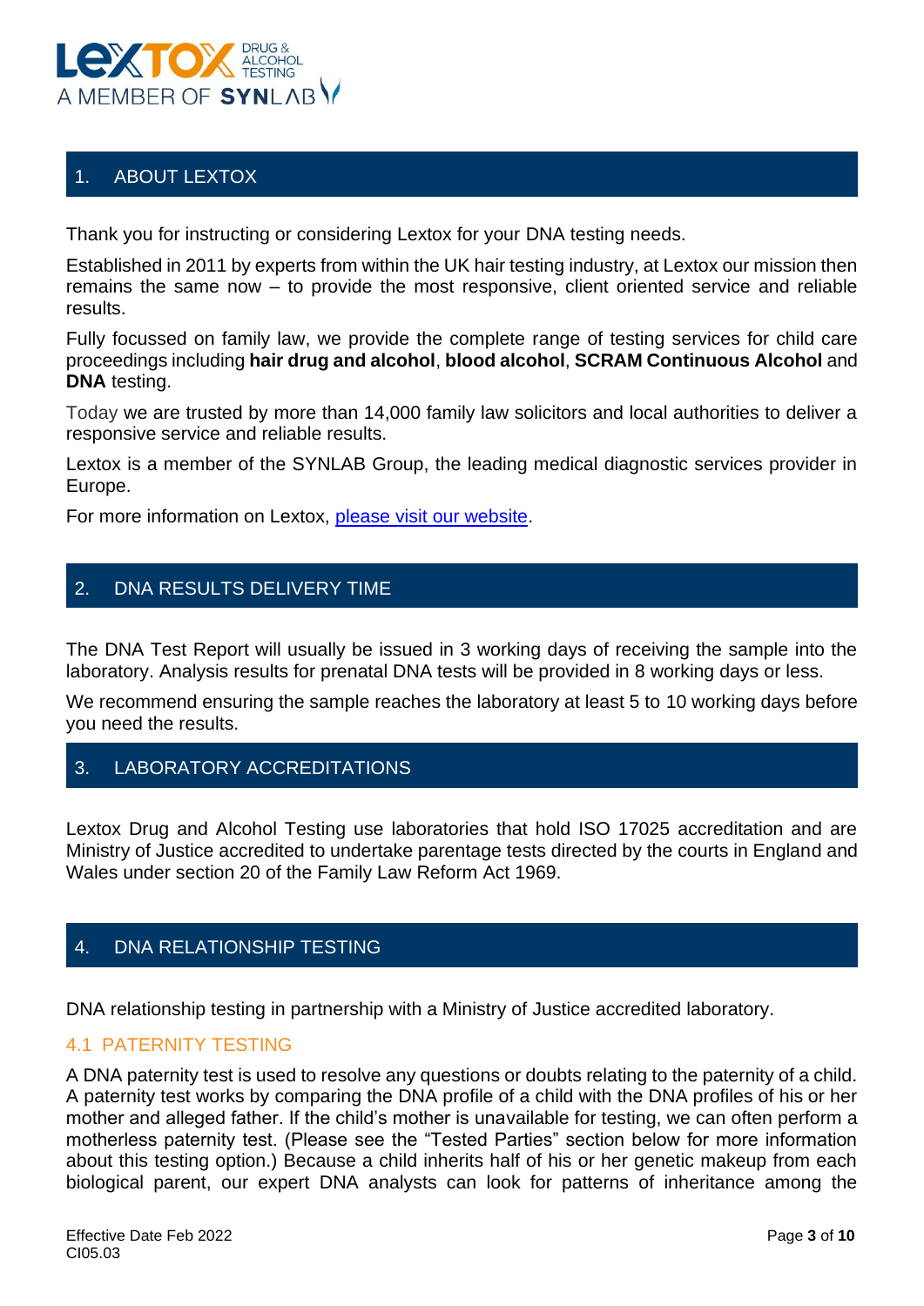## 1. ABOUT LEXTOX

Thank you for instructing or considering Lextox for your DNA testing needs.

Established in 2011 by experts from within the UK hair testing industry, at Lextox our mission then remains the same now – to provide the most responsive, client oriented service and reliable results.

Fully focussed on family law, we provide the complete range of testing services for child care proceedings including **hair drug and alcohol**, **blood alcohol**, **SCRAM Continuous Alcohol** and **DNA** testing.

Today we are trusted by more than 14,000 family law solicitors and local authorities to deliver a responsive service and reliable results.

Lextox is a member of the SYNLAB Group, the leading medical diagnostic services provider in Europe.

For more information on Lextox, please visit our website.

## 2. DNA RESULTS DELIVERY TIME

The DNA Test Report will usually be issued in 3 working days of receiving the sample into the laboratory. Analysis results for prenatal DNA tests will be provided in 8 working days or less.

We recommend ensuring the sample reaches the laboratory at least 5 to 10 working days before you need the results.

## 3. LABORATORY ACCREDITATIONS

Lextox Drug and Alcohol Testing use laboratories that hold ISO 17025 accreditation and are Ministry of Justice accredited to undertake parentage tests directed by the courts in England and Wales under section 20 of the Family Law Reform Act 1969.

## 4. DNA RELATIONSHIP TESTING

DNA relationship testing in partnership with a Ministry of Justice accredited laboratory.

### 4.1 PATERNITY TESTING

A DNA paternity test is used to resolve any questions or doubts relating to the paternity of a child. A paternity test works by comparing the DNA profile of a child with the DNA profiles of his or her mother and alleged father. If the child's mother is unavailable for testing, we can often perform a motherless paternity test. (Please see the "Tested Parties" section below for more information about this testing option.) Because a child inherits half of his or her genetic makeup from each biological parent, our expert DNA analysts can look for patterns of inheritance among the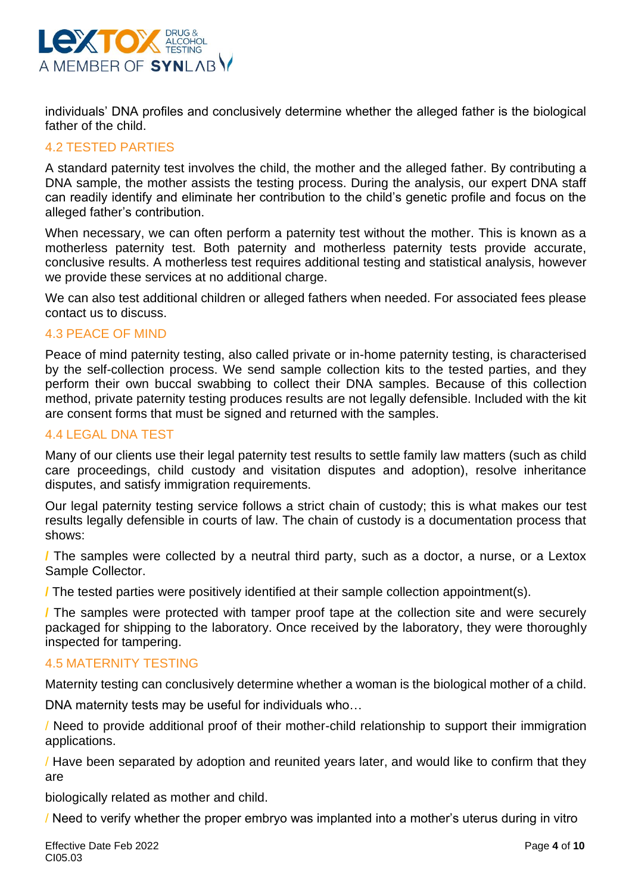individuals' DNA profiles and conclusively determine whether the alleged father is the biological father of the child.

## 4.2 TESTED PARTIES

A standard paternity test involves the child, the mother and the alleged father. By contributing a DNA sample, the mother assists the testing process. During the analysis, our expert DNA staff can readily identify and eliminate her contribution to the child's genetic profile and focus on the alleged father's contribution.

When necessary, we can often perform a paternity test without the mother. This is known as a motherless paternity test. Both paternity and motherless paternity tests provide accurate, conclusive results. A motherless test requires additional testing and statistical analysis, however we provide these services at no additional charge.

We can also test additional children or alleged fathers when needed. For associated fees please contact us to discuss.

## 4.3 PEACE OF MIND

Peace of mind paternity testing, also called private or in-home paternity testing, is characterised by the self-collection process. We send sample collection kits to the tested parties, and they perform their own buccal swabbing to collect their DNA samples. Because of this collection method, private paternity testing produces results are not legally defensible. Included with the kit are consent forms that must be signed and returned with the samples.

## 4.4 LEGAL DNA TEST

Many of our clients use their legal paternity test results to settle family law matters (such as child care proceedings, child custody and visitation disputes and adoption), resolve inheritance disputes, and satisfy immigration requirements.

Our legal paternity testing service follows a strict chain of custody; this is what makes our test results legally defensible in courts of law. The chain of custody is a documentation process that shows:

/ The samples were collected by a neutral third party, such as a doctor, a nurse, or a Lextox Sample Collector.

/ The tested parties were positively identified at their sample collection appointment(s).

/ The samples were protected with tamper proof tape at the collection site and were securely packaged for shipping to the laboratory. Once received by the laboratory, they were thoroughly inspected for tampering.

## 4.5 MATERNITY TESTING

Maternity testing can conclusively determine whether a woman is the biological mother of a child.

DNA maternity tests may be useful for individuals who…

/ Need to provide additional proof of their mother-child relationship to support their immigration applications.

/ Have been separated by adoption and reunited years later, and would like to confirm that they are

biologically related as mother and child.

/ Need to verify whether the proper embryo was implanted into a mother's uterus during in vitro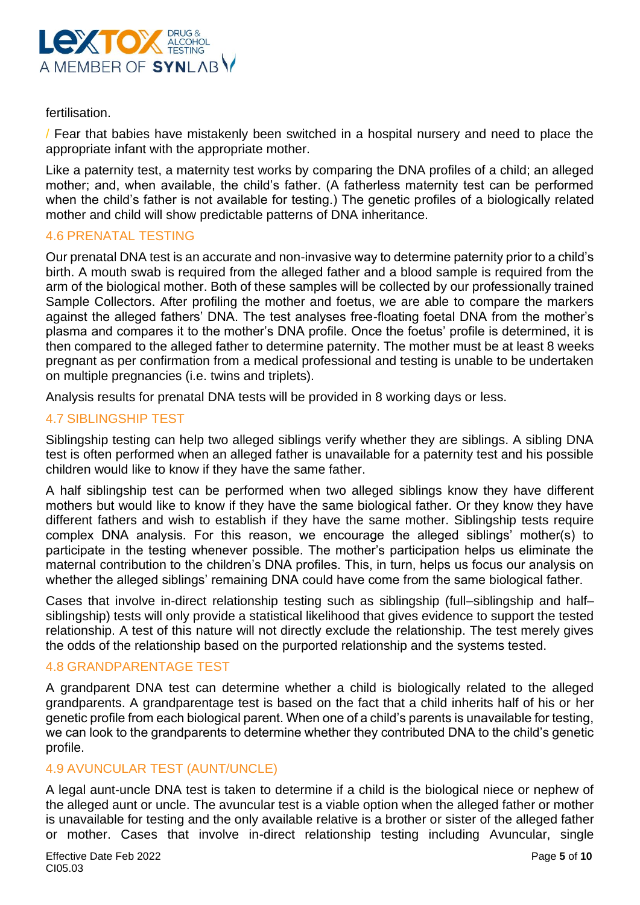fertilisation.

/ Fear that babies have mistakenly been switched in a hospital nursery and need to place the appropriate infant with the appropriate mother.

Like a paternity test, a maternity test works by comparing the DNA profiles of a child; an alleged mother; and, when available, the child's father. (A fatherless maternity test can be performed when the child's father is not available for testing.) The genetic profiles of a biologically related mother and child will show predictable patterns of DNA inheritance.

### 4.6 PRENATAL TESTING

Our prenatal DNA test is an accurate and non-invasive way to determine paternity prior to a child's birth. A mouth swab is required from the alleged father and a blood sample is required from the arm of the biological mother. Both of these samples will be collected by our professionally trained Sample Collectors. After profiling the mother and foetus, we are able to compare the markers against the alleged fathers' DNA. The test analyses free-floating foetal DNA from the mother's plasma and compares it to the mother's DNA profile. Once the foetus' profile is determined, it is then compared to the alleged father to determine paternity. The mother must be at least 8 weeks pregnant as per confirmation from a medical professional and testing is unable to be undertaken on multiple pregnancies (i.e. twins and triplets).

Analysis results for prenatal DNA tests will be provided in 8 working days or less.

### 4.7 SIBLINGSHIP TEST

Siblingship testing can help two alleged siblings verify whether they are siblings. A sibling DNA test is often performed when an alleged father is unavailable for a paternity test and his possible children would like to know if they have the same father.

A half siblingship test can be performed when two alleged siblings know they have different mothers but would like to know if they have the same biological father. Or they know they have different fathers and wish to establish if they have the same mother. Siblingship tests require complex DNA analysis. For this reason, we encourage the alleged siblings' mother(s) to participate in the testing whenever possible. The mother's participation helps us eliminate the maternal contribution to the children's DNA profiles. This, in turn, helps us focus our analysis on whether the alleged siblings' remaining DNA could have come from the same biological father.

Cases that involve in-direct relationship testing such as siblingship (full–siblingship and half–siblingship) tests will only provide a statistical likelihood that gives evidence to support the tested relationship. A test of this nature will not directly exclude the relationship. The test merely gives the odds of the relationship based on the purported relationship and the systems tested.

### 4.8 GRANDPARENTAGE TEST

A grandparent DNA test can determine whether a child is biologically related to the alleged grandparents. A grandparentage test is based on the fact that a child inherits half of his or her genetic profile from each biological parent. When one of a child's parents is unavailable for testing, we can look to the grandparents to determine whether they contributed DNA to the child's genetic profile.

### 4.9 AVUNCULAR TEST (AUNT/UNCLE)

A legal aunt-uncle DNA test is taken to determine if a child is the biological niece or nephew of the alleged aunt or uncle. The avuncular test is a viable option when the alleged father or mother is unavailable for testing and the only available relative is a brother or sister of the alleged father or mother. Cases that involve in-direct relationship testing including Avuncular, single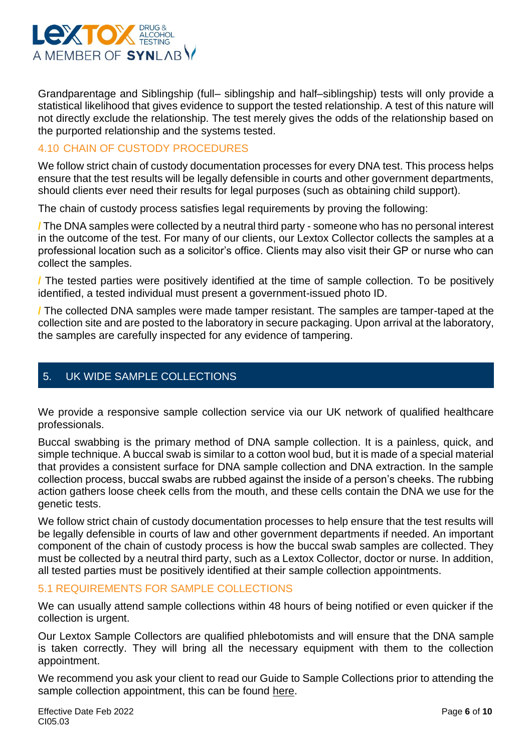Grandparentage and Siblingship (full– siblingship and half–siblingship) tests will only provide a statistical likelihood that gives evidence to support the tested relationship. A test of this nature will not directly exclude the relationship. The test merely gives the odds of the relationship based on the purported relationship and the systems tested.

### 4.10 CHAIN OF CUSTODY PROCEDURES

We follow strict chain of custody documentation processes for every DNA test. This process helps ensure that the test results will be legally defensible in courts and other government departments, should clients ever need their results for legal purposes (such as obtaining child support).

The chain of custody process satisfies legal requirements by proving the following:

/ The DNA samples were collected by a neutral third party - someone who has no personal interest in the outcome of the test. For many of our clients, our Lextox Collector collects the samples at a professional location such as a solicitor's office. Clients may also visit their GP or nurse who can collect the samples.

/ The tested parties were positively identified at the time of sample collection. To be positively identified, a tested individual must present a government-issued photo ID.

/ The collected DNA samples were made tamper resistant. The samples are tamper-taped at the collection site and are posted to the laboratory in secure packaging. Upon arrival at the laboratory, the samples are carefully inspected for any evidence of tampering.

## 5. UK WIDE SAMPLE COLLECTIONS

We provide a responsive sample collection service via our UK network of qualified healthcare professionals.

Buccal swabbing is the primary method of DNA sample collection. It is a painless, quick, and simple technique. A buccal swab is similar to a cotton wool bud, but it is made of a special material that provides a consistent surface for DNA sample collection and DNA extraction. In the sample collection process, buccal swabs are rubbed against the inside of a person's cheeks. The rubbing action gathers loose cheek cells from the mouth, and these cells contain the DNA we use for the genetic tests.

We follow strict chain of custody documentation processes to help ensure that the test results will be legally defensible in courts of law and other government departments if needed. An important component of the chain of custody process is how the buccal swab samples are collected. They must be collected by a neutral third party, such as a Lextox Collector, doctor or nurse. In addition, all tested parties must be positively identified at their sample collection appointments.

### 5.1 REQUIREMENTS FOR SAMPLE COLLECTIONS

We can usually attend sample collections within 48 hours of being notified or even quicker if the collection is urgent.

Our Lextox Sample Collectors are qualified phlebotomists and will ensure that the DNA sample is taken correctly. They will bring all the necessary equipment with them to the collection appointment.

We recommend you ask your client to read our Guide to Sample Collections prior to attending the sample collection appointment, this can be found here.

Effective Date Feb 2022
CI05.03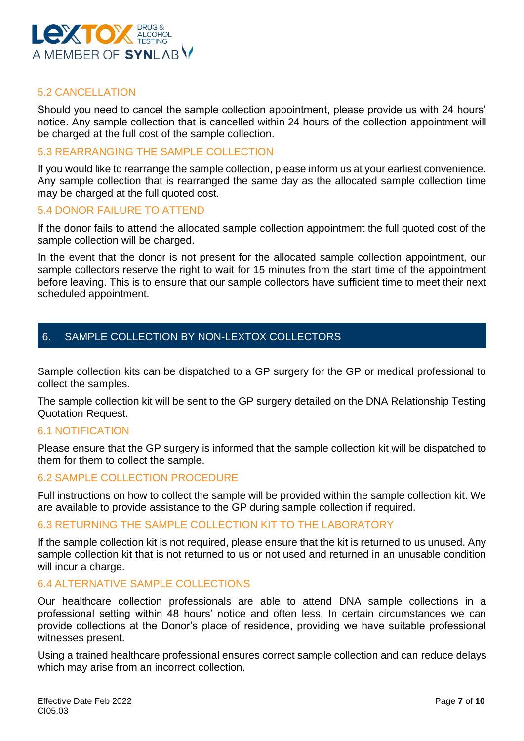### 5.2 CANCELLATION

Should you need to cancel the sample collection appointment, please provide us with 24 hours' notice. Any sample collection that is cancelled within 24 hours of the collection appointment will be charged at the full cost of the sample collection.

### 5.3 REARRANGING THE SAMPLE COLLECTION

If you would like to rearrange the sample collection, please inform us at your earliest convenience. Any sample collection that is rearranged the same day as the allocated sample collection time may be charged at the full quoted cost.

### 5.4 DONOR FAILURE TO ATTEND

If the donor fails to attend the allocated sample collection appointment the full quoted cost of the sample collection will be charged.

In the event that the donor is not present for the allocated sample collection appointment, our sample collectors reserve the right to wait for 15 minutes from the start time of the appointment before leaving. This is to ensure that our sample collectors have sufficient time to meet their next scheduled appointment.

## 6. SAMPLE COLLECTION BY NON-LEXTOX COLLECTORS

Sample collection kits can be dispatched to a GP surgery for the GP or medical professional to collect the samples.

The sample collection kit will be sent to the GP surgery detailed on the DNA Relationship Testing Quotation Request.

### 6.1 NOTIFICATION

Please ensure that the GP surgery is informed that the sample collection kit will be dispatched to them for them to collect the sample.

### 6.2 SAMPLE COLLECTION PROCEDURE

Full instructions on how to collect the sample will be provided within the sample collection kit. We are available to provide assistance to the GP during sample collection if required.

### 6.3 RETURNING THE SAMPLE COLLECTION KIT TO THE LABORATORY

If the sample collection kit is not required, please ensure that the kit is returned to us unused. Any sample collection kit that is not returned to us or not used and returned in an unusable condition will incur a charge.

### 6.4 ALTERNATIVE SAMPLE COLLECTIONS

Our healthcare collection professionals are able to attend DNA sample collections in a professional setting within 48 hours' notice and often less. In certain circumstances we can provide collections at the Donor's place of residence, providing we have suitable professional witnesses present.

Using a trained healthcare professional ensures correct sample collection and can reduce delays which may arise from an incorrect collection.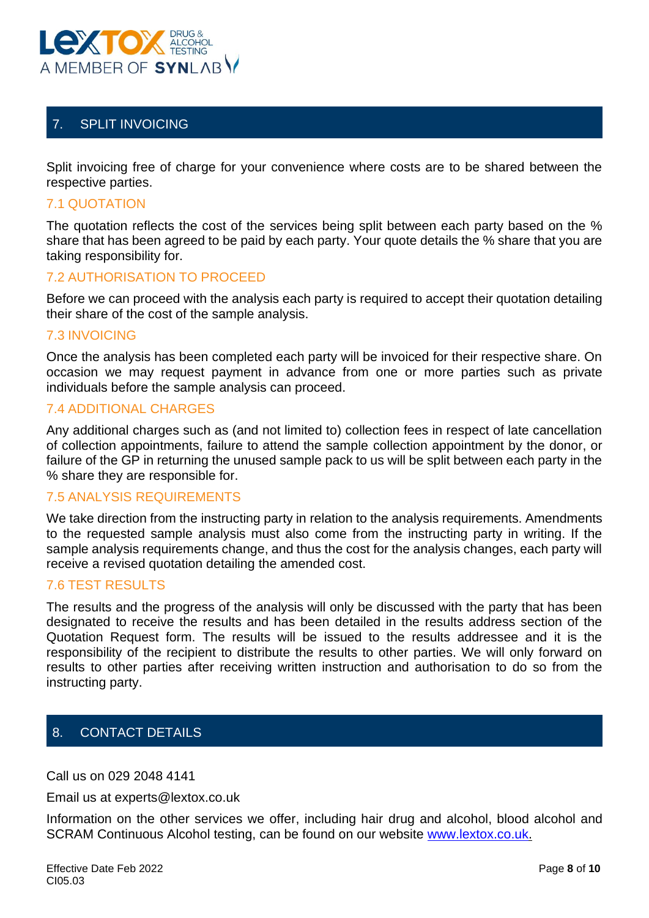## 7. SPLIT INVOICING

Split invoicing free of charge for your convenience where costs are to be shared between the respective parties.

### 7.1 QUOTATION

The quotation reflects the cost of the services being split between each party based on the % share that has been agreed to be paid by each party. Your quote details the % share that you are taking responsibility for.

### 7.2 AUTHORISATION TO PROCEED

Before we can proceed with the analysis each party is required to accept their quotation detailing their share of the cost of the sample analysis.

### 7.3 INVOICING

Once the analysis has been completed each party will be invoiced for their respective share. On occasion we may request payment in advance from one or more parties such as private individuals before the sample analysis can proceed.

### 7.4 ADDITIONAL CHARGES

Any additional charges such as (and not limited to) collection fees in respect of late cancellation of collection appointments, failure to attend the sample collection appointment by the donor, or failure of the GP in returning the unused sample pack to us will be split between each party in the % share they are responsible for.

### 7.5 ANALYSIS REQUIREMENTS

We take direction from the instructing party in relation to the analysis requirements. Amendments to the requested sample analysis must also come from the instructing party in writing. If the sample analysis requirements change, and thus the cost for the analysis changes, each party will receive a revised quotation detailing the amended cost.

### 7.6 TEST RESULTS

The results and the progress of the analysis will only be discussed with the party that has been designated to receive the results and has been detailed in the results address section of the Quotation Request form. The results will be issued to the results addressee and it is the responsibility of the recipient to distribute the results to other parties. We will only forward on results to other parties after receiving written instruction and authorisation to do so from the instructing party.

## 8. CONTACT DETAILS

Call us on 029 2048 4141

Email us at experts@lextox.co.uk

Information on the other services we offer, including hair drug and alcohol, blood alcohol and SCRAM Continuous Alcohol testing, can be found on our website [www.lextox.co.uk.](http://www.lextox.co.uk)

Effective Date Feb 2022
CI05.03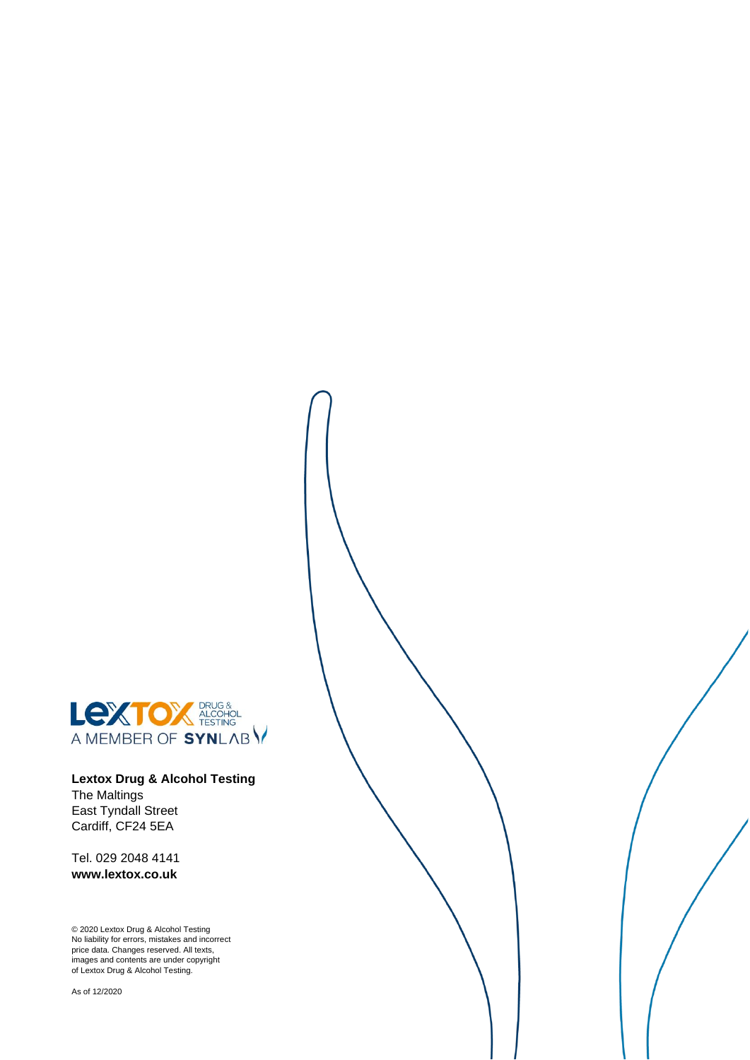LEXTOX DRUG & ALCOHOL TESTING
A MEMBER OF SYNLAB

**Lextox Drug & Alcohol Testing**
The Maltings
East Tyndall Street
Cardiff, CF24 5EA

Tel. 029 2048 4141
**www.lextox.co.uk**

© 2020 Lextox Drug & Alcohol Testing
No liability for errors, mistakes and incorrect price data. Changes reserved. All texts, images and contents are under copyright of Lextox Drug & Alcohol Testing.

As of 12/2020